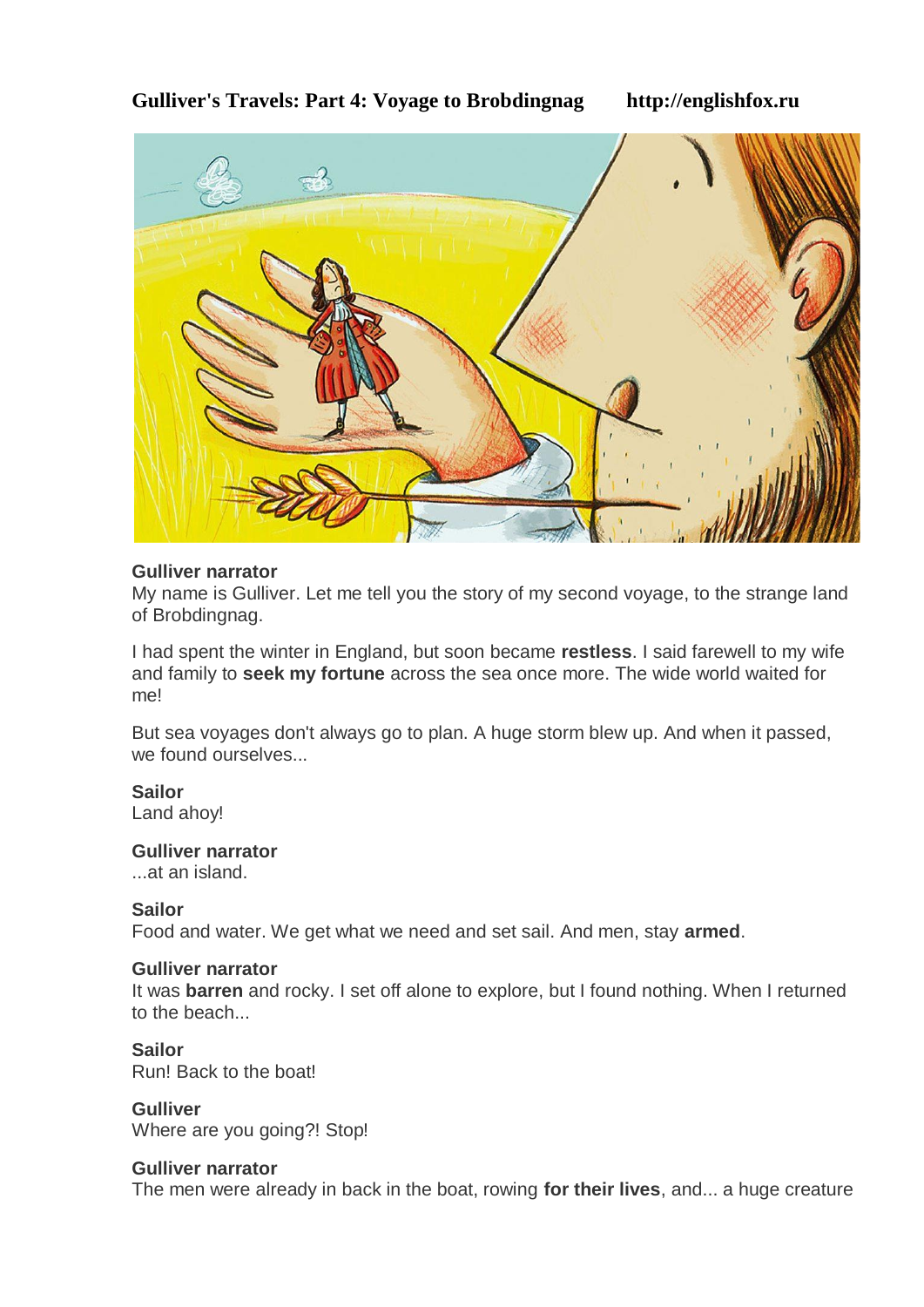# Gulliver's Travels: Part 4: Voyage to Brobdingnag http://englishfox.ru

**Gulliver narrator**
My name is Gulliver. Let me tell you the story of my second voyage, to the strange land of Brobdingnag.

I had spent the winter in England, but soon became **restless**. I said farewell to my wife and family to **seek my fortune** across the sea once more. The wide world waited for me!

But sea voyages don't always go to plan. A huge storm blew up. And when it passed, we found ourselves...

**Sailor**
Land ahoy!

**Gulliver narrator**
...at an island.

**Sailor**
Food and water. We get what we need and set sail. And men, stay **armed**.

**Gulliver narrator**
It was **barren** and rocky. I set off alone to explore, but I found nothing. When I returned to the beach...

**Sailor**
Run! Back to the boat!

**Gulliver**
Where are you going?! Stop!

**Gulliver narrator**
The men were already in back in the boat, rowing **for their lives**, and... a huge creature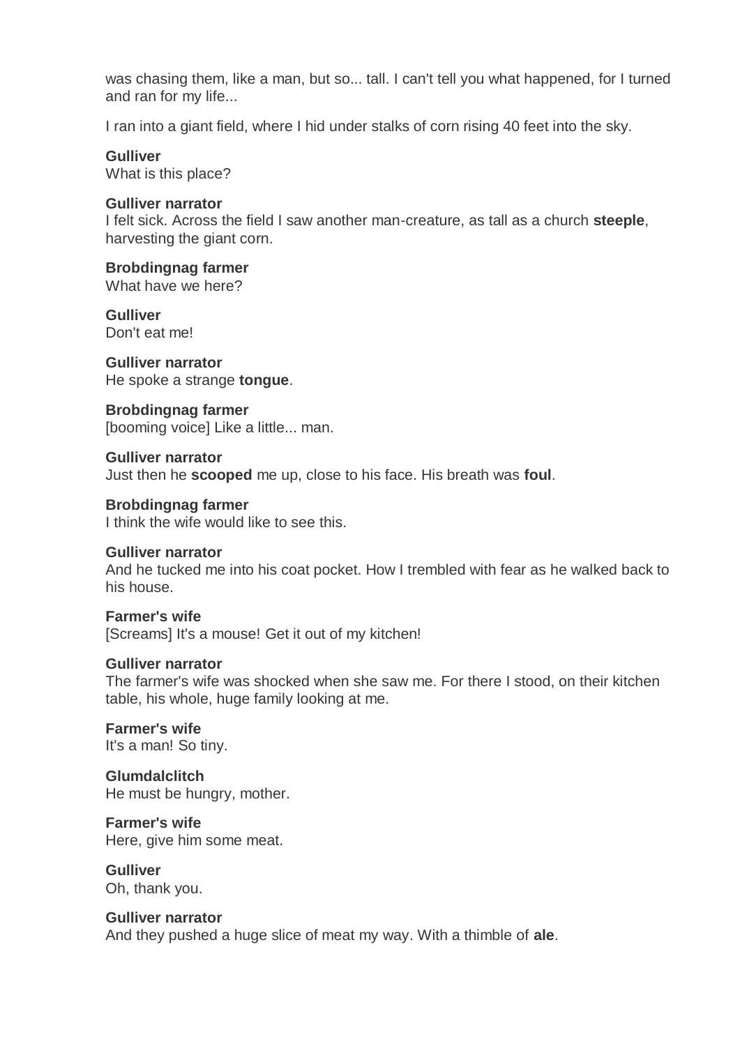was chasing them, like a man, but so... tall. I can't tell you what happened, for I turned and ran for my life...

I ran into a giant field, where I hid under stalks of corn rising 40 feet into the sky.

**Gulliver**
What is this place?

**Gulliver narrator**
I felt sick. Across the field I saw another man-creature, as tall as a church **steeple**, harvesting the giant corn.

**Brobdingnag farmer**
What have we here?

**Gulliver**
Don't eat me!

**Gulliver narrator**
He spoke a strange **tongue**.

**Brobdingnag farmer**
[booming voice] Like a little... man.

**Gulliver narrator**
Just then he **scooped** me up, close to his face. His breath was **foul**.

**Brobdingnag farmer**
I think the wife would like to see this.

**Gulliver narrator**
And he tucked me into his coat pocket. How I trembled with fear as he walked back to his house.

**Farmer's wife**
[Screams] It's a mouse! Get it out of my kitchen!

**Gulliver narrator**
The farmer's wife was shocked when she saw me. For there I stood, on their kitchen table, his whole, huge family looking at me.

**Farmer's wife**
It's a man! So tiny.

**Glumdalclitch**
He must be hungry, mother.

**Farmer's wife**
Here, give him some meat.

**Gulliver**
Oh, thank you.

**Gulliver narrator**
And they pushed a huge slice of meat my way. With a thimble of **ale**.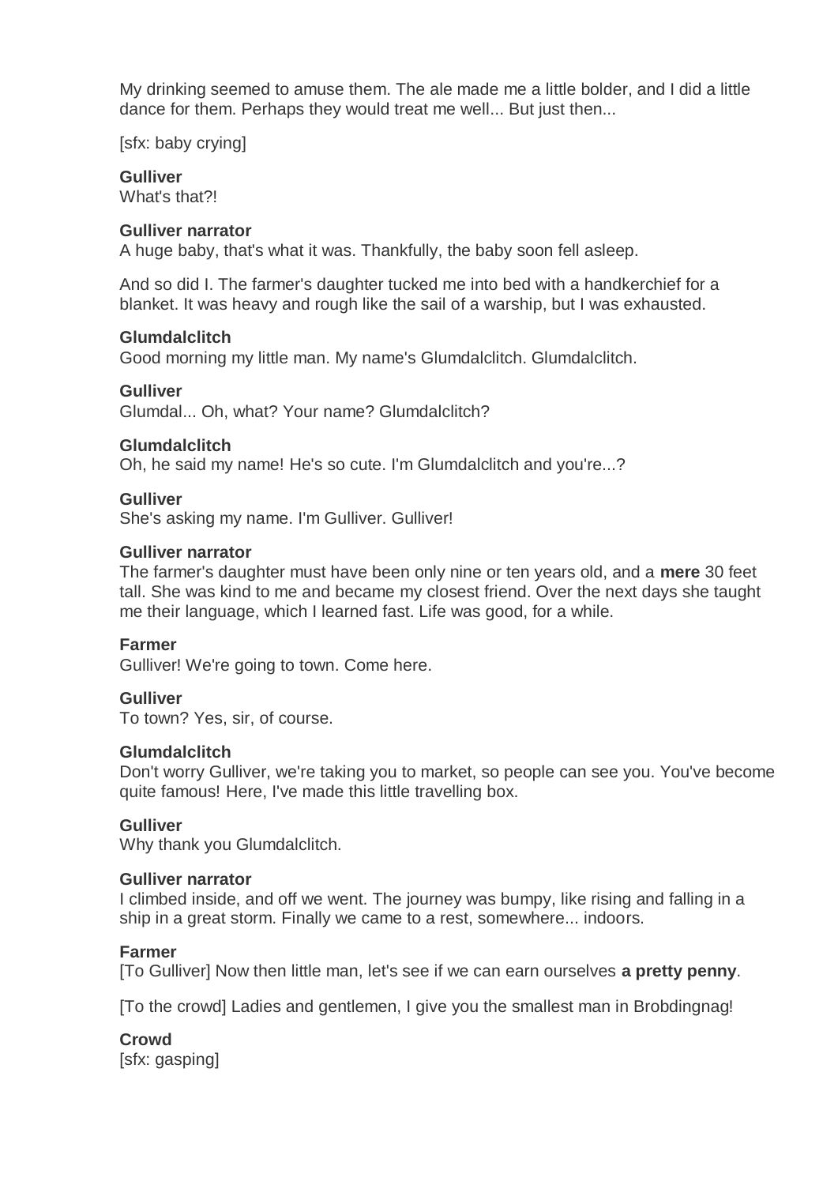My drinking seemed to amuse them. The ale made me a little bolder, and I did a little dance for them. Perhaps they would treat me well... But just then...

[sfx: baby crying]

**Gulliver**
What's that?!

**Gulliver narrator**
A huge baby, that's what it was. Thankfully, the baby soon fell asleep.

And so did I. The farmer's daughter tucked me into bed with a handkerchief for a blanket. It was heavy and rough like the sail of a warship, but I was exhausted.

**Glumdalclitch**
Good morning my little man. My name's Glumdalclitch. Glumdalclitch.

**Gulliver**
Glumdal... Oh, what? Your name? Glumdalclitch?

**Glumdalclitch**
Oh, he said my name! He's so cute. I'm Glumdalclitch and you're...?

**Gulliver**
She's asking my name. I'm Gulliver. Gulliver!

**Gulliver narrator**
The farmer's daughter must have been only nine or ten years old, and a **mere** 30 feet tall. She was kind to me and became my closest friend. Over the next days she taught me their language, which I learned fast. Life was good, for a while.

**Farmer**
Gulliver! We're going to town. Come here.

**Gulliver**
To town? Yes, sir, of course.

**Glumdalclitch**
Don't worry Gulliver, we're taking you to market, so people can see you. You've become quite famous! Here, I've made this little travelling box.

**Gulliver**
Why thank you Glumdalclitch.

**Gulliver narrator**
I climbed inside, and off we went. The journey was bumpy, like rising and falling in a ship in a great storm. Finally we came to a rest, somewhere... indoors.

**Farmer**
[To Gulliver] Now then little man, let's see if we can earn ourselves **a pretty penny**.

[To the crowd] Ladies and gentlemen, I give you the smallest man in Brobdingnag!

**Crowd**
[sfx: gasping]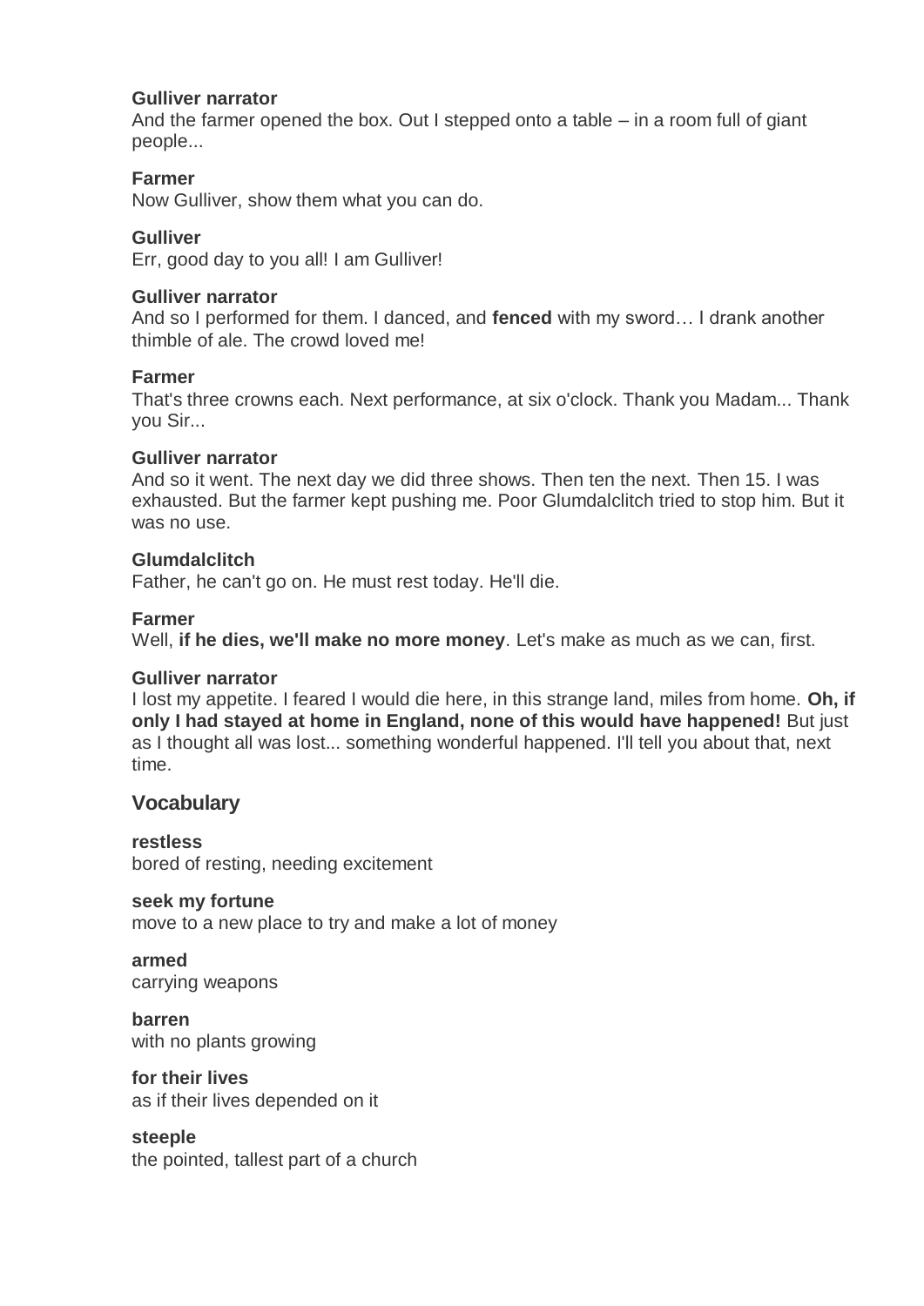**Gulliver narrator**
And the farmer opened the box. Out I stepped onto a table – in a room full of giant people...

**Farmer**
Now Gulliver, show them what you can do.

**Gulliver**
Err, good day to you all! I am Gulliver!

**Gulliver narrator**
And so I performed for them. I danced, and **fenced** with my sword… I drank another thimble of ale. The crowd loved me!

**Farmer**
That's three crowns each. Next performance, at six o'clock. Thank you Madam... Thank you Sir...

**Gulliver narrator**
And so it went. The next day we did three shows. Then ten the next. Then 15. I was exhausted. But the farmer kept pushing me. Poor Glumdalclitch tried to stop him. But it was no use.

**Glumdalclitch**
Father, he can't go on. He must rest today. He'll die.

**Farmer**
Well, **if he dies, we'll make no more money**. Let's make as much as we can, first.

**Gulliver narrator**
I lost my appetite. I feared I would die here, in this strange land, miles from home. **Oh, if only I had stayed at home in England, none of this would have happened!** But just as I thought all was lost... something wonderful happened. I'll tell you about that, next time.

## Vocabulary

**restless**
bored of resting, needing excitement

**seek my fortune**
move to a new place to try and make a lot of money

**armed**
carrying weapons

**barren**
with no plants growing

**for their lives**
as if their lives depended on it

**steeple**
the pointed, tallest part of a church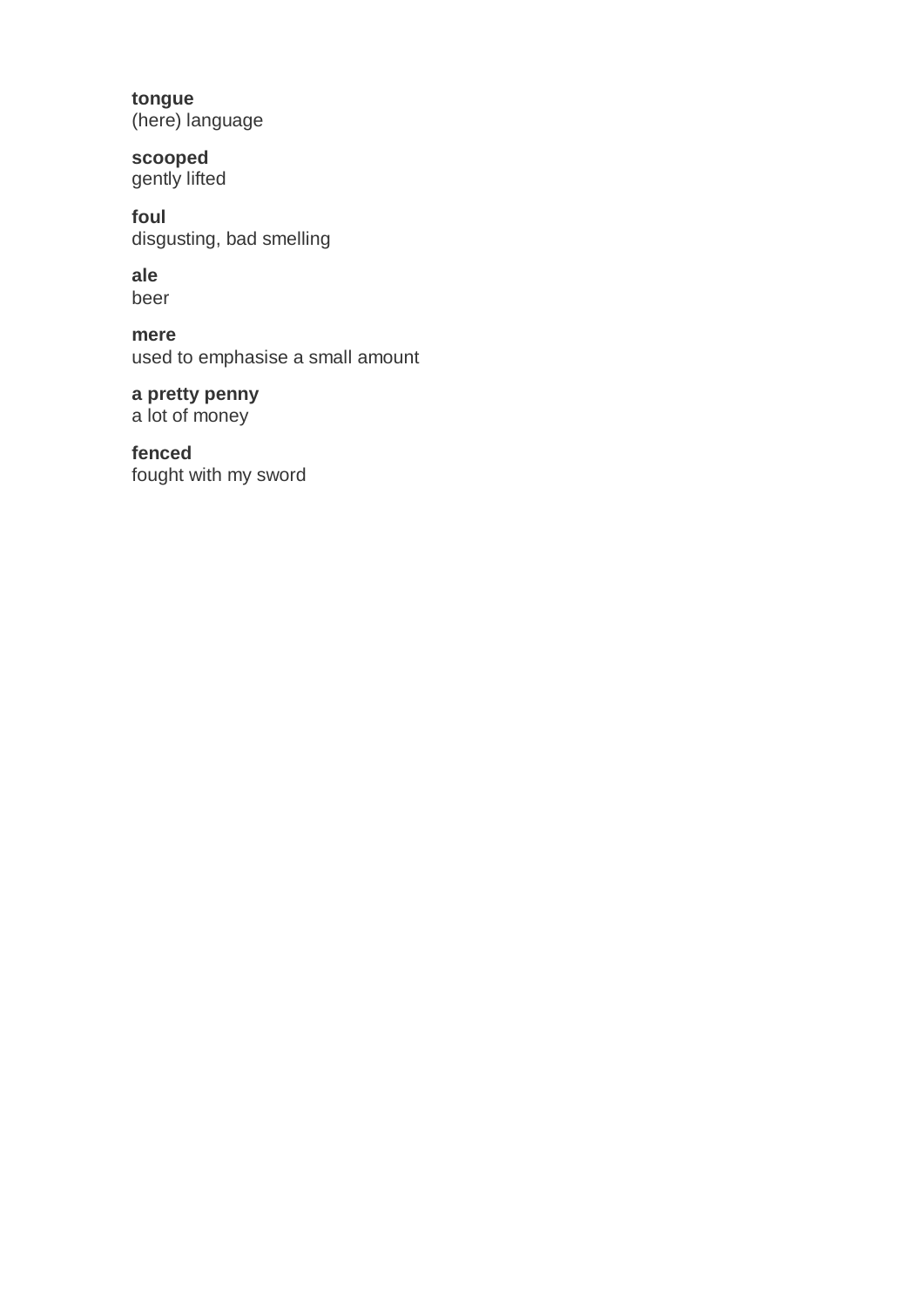**tongue**
(here) language

**scooped**
gently lifted

**foul**
disgusting, bad smelling

**ale**
beer

**mere**
used to emphasise a small amount

**a pretty penny**
a lot of money

**fenced**
fought with my sword